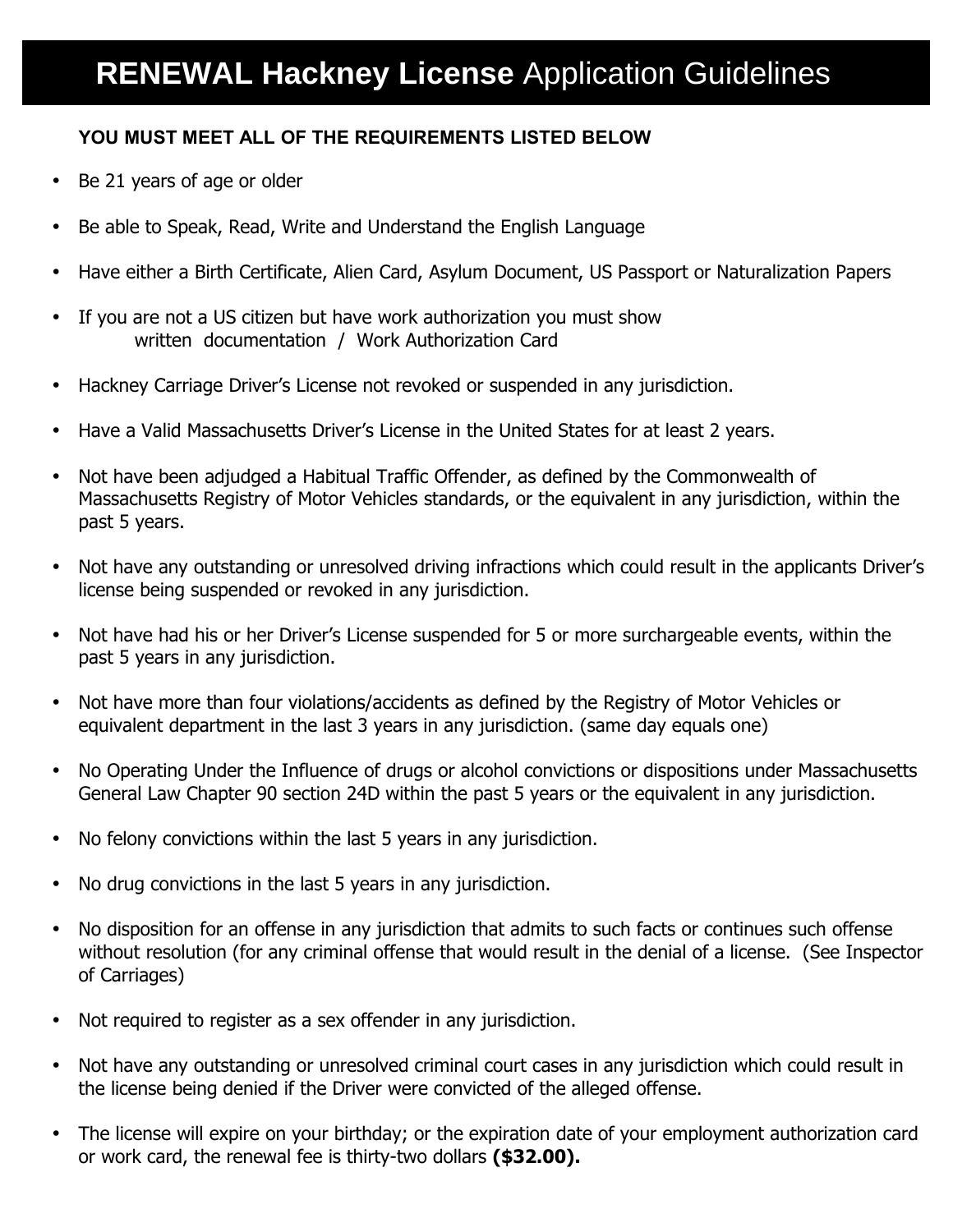# **RENEWAL Hackney License** Application Guidelines

**YOU MUST MEET ALL OF THE REQUIREMENTS LISTED BELOW**

- Be 21 years of age or older
- Be able to Speak, Read, Write and Understand the English Language
- Have either a Birth Certificate, Alien Card, Asylum Document, US Passport or Naturalization Papers
- If you are not a US citizen but have work authorization you must show written documentation / Work Authorization Card
- Hackney Carriage Driver's License not revoked or suspended in any jurisdiction.
- Have a Valid Massachusetts Driver's License in the United States for at least 2 years.
- Not have been adjudged a Habitual Traffic Offender, as defined by the Commonwealth of Massachusetts Registry of Motor Vehicles standards, or the equivalent in any jurisdiction, within the past 5 years.
- Not have any outstanding or unresolved driving infractions which could result in the applicants Driver's license being suspended or revoked in any jurisdiction.
- Not have had his or her Driver's License suspended for 5 or more surchargeable events, within the past 5 years in any jurisdiction.
- Not have more than four violations/accidents as defined by the Registry of Motor Vehicles or equivalent department in the last 3 years in any jurisdiction. (same day equals one)
- No Operating Under the Influence of drugs or alcohol convictions or dispositions under Massachusetts General Law Chapter 90 section 24D within the past 5 years or the equivalent in any jurisdiction.
- No felony convictions within the last 5 years in any jurisdiction.
- No drug convictions in the last 5 years in any jurisdiction.
- No disposition for an offense in any jurisdiction that admits to such facts or continues such offense without resolution (for any criminal offense that would result in the denial of a license. (See Inspector of Carriages)
- Not required to register as a sex offender in any jurisdiction.
- Not have any outstanding or unresolved criminal court cases in any jurisdiction which could result in the license being denied if the Driver were convicted of the alleged offense.
- The license will expire on your birthday; or the expiration date of your employment authorization card or work card, the renewal fee is thirty-two dollars **($32.00).**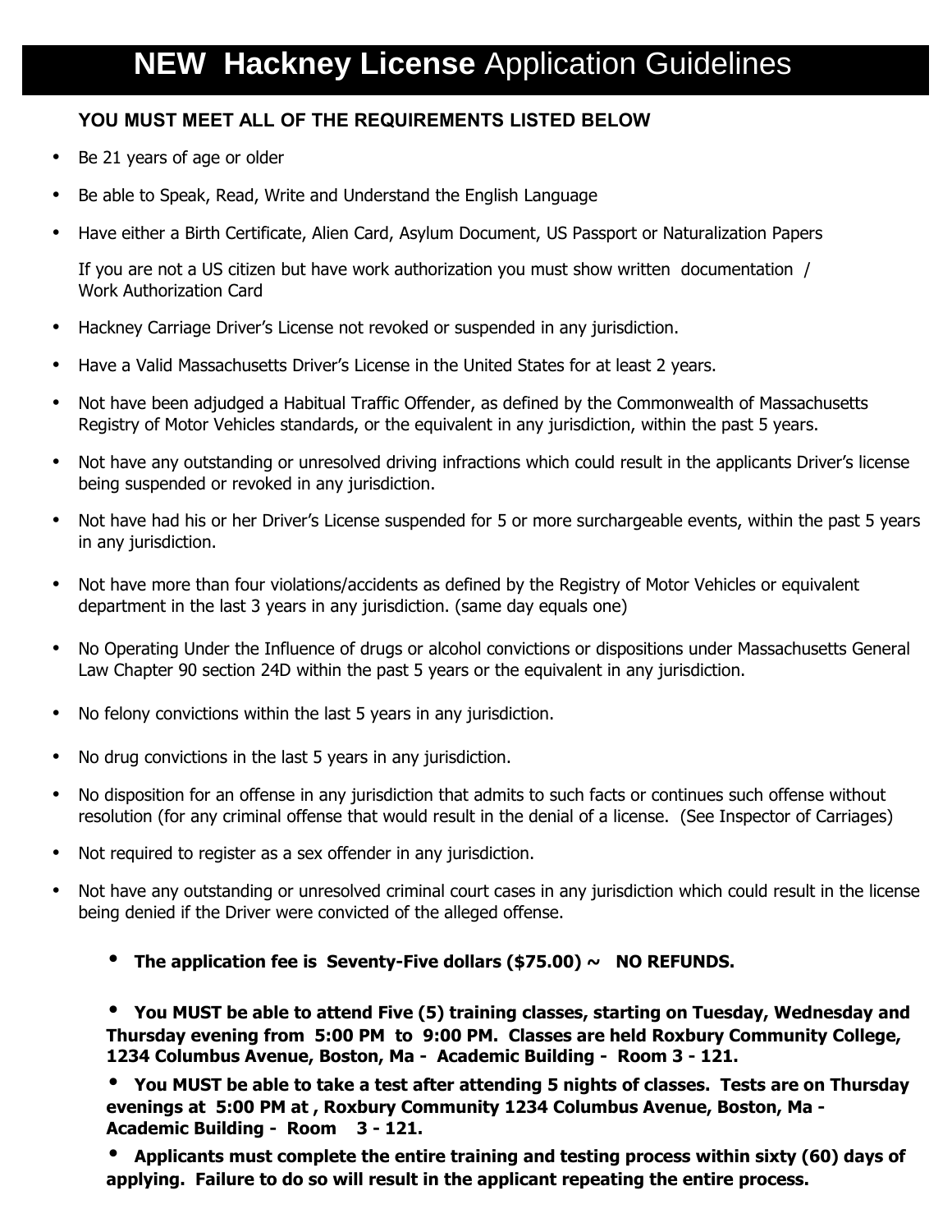# **NEW Hackney License** Application Guidelines

**YOU MUST MEET ALL OF THE REQUIREMENTS LISTED BELOW**

- Be 21 years of age or older
- Be able to Speak, Read, Write and Understand the English Language
- Have either a Birth Certificate, Alien Card, Asylum Document, US Passport or Naturalization Papers

  If you are not a US citizen but have work authorization you must show written documentation / Work Authorization Card
- Hackney Carriage Driver's License not revoked or suspended in any jurisdiction.
- Have a Valid Massachusetts Driver's License in the United States for at least 2 years.
- Not have been adjudged a Habitual Traffic Offender, as defined by the Commonwealth of Massachusetts Registry of Motor Vehicles standards, or the equivalent in any jurisdiction, within the past 5 years.
- Not have any outstanding or unresolved driving infractions which could result in the applicants Driver's license being suspended or revoked in any jurisdiction.
- Not have had his or her Driver's License suspended for 5 or more surchargeable events, within the past 5 years in any jurisdiction.
- Not have more than four violations/accidents as defined by the Registry of Motor Vehicles or equivalent department in the last 3 years in any jurisdiction. (same day equals one)
- No Operating Under the Influence of drugs or alcohol convictions or dispositions under Massachusetts General Law Chapter 90 section 24D within the past 5 years or the equivalent in any jurisdiction.
- No felony convictions within the last 5 years in any jurisdiction.
- No drug convictions in the last 5 years in any jurisdiction.
- No disposition for an offense in any jurisdiction that admits to such facts or continues such offense without resolution (for any criminal offense that would result in the denial of a license. (See Inspector of Carriages)
- Not required to register as a sex offender in any jurisdiction.
- Not have any outstanding or unresolved criminal court cases in any jurisdiction which could result in the license being denied if the Driver were convicted of the alleged offense.

  - **The application fee is Seventy-Five dollars ($75.00) ~ NO REFUNDS.**
  - **You MUST be able to attend Five (5) training classes, starting on Tuesday, Wednesday and Thursday evening from 5:00 PM to 9:00 PM. Classes are held Roxbury Community College, 1234 Columbus Avenue, Boston, Ma - Academic Building - Room 3 - 121.**
  - **You MUST be able to take a test after attending 5 nights of classes. Tests are on Thursday evenings at 5:00 PM at , Roxbury Community 1234 Columbus Avenue, Boston, Ma - Academic Building - Room 3 - 121.**
  - **Applicants must complete the entire training and testing process within sixty (60) days of applying. Failure to do so will result in the applicant repeating the entire process.**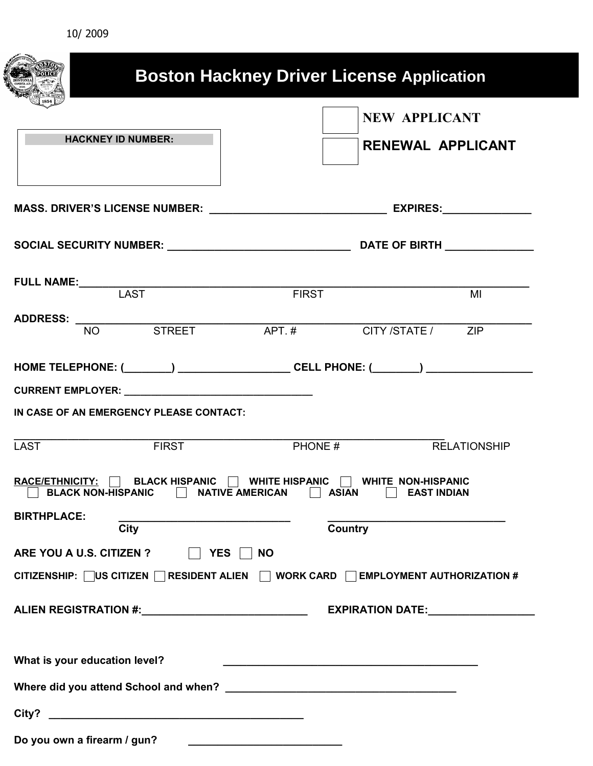10/ 2009

# Boston Hackney Driver License Application

**HACKNEY ID NUMBER:**

☐ **NEW APPLICANT**

☐ **RENEWAL APPLICANT**

**MASS. DRIVER'S LICENSE NUMBER:** ______________________________ **EXPIRES:**_______________

**SOCIAL SECURITY NUMBER:** _______________________________ **DATE OF BIRTH** _______________

**FULL NAME:**___________________________________________________________________________
LAST FIRST MI

**ADDRESS:** ____________________________________________________________________________
NO STREET APT. # CITY /STATE / ZIP

**HOME TELEPHONE: (________) ___________________ CELL PHONE: (________) __________________**

**CURRENT EMPLOYER: __________________________________**

**IN CASE OF AN EMERGENCY PLEASE CONTACT:**

___________________________________________________________________________
LAST FIRST PHONE # RELATIONSHIP

**RACE/ETHNICITY:** ☐ **BLACK HISPANIC** ☐ **WHITE HISPANIC** ☐ **WHITE NON-HISPANIC** ☐ **BLACK NON-HISPANIC** ☐ **NATIVE AMERICAN** ☐ **ASIAN** ☐ **EAST INDIAN**

**BIRTHPLACE:** _____________________________ _______________________________
**City** **Country**

**ARE YOU A U.S. CITIZEN ?** ☐ **YES** ☐ **NO**

**CITIZENSHIP:** ☐ **US CITIZEN** ☐ **RESIDENT ALIEN** ☐ **WORK CARD** ☐ **EMPLOYMENT AUTHORIZATION #**

**ALIEN REGISTRATION #:**____________________________ **EXPIRATION DATE:**__________________

**What is your education level?** ___________________________________________

**Where did you attend School and when?** _______________________________________

**City?** ____________________________________________

**Do you own a firearm / gun?** __________________________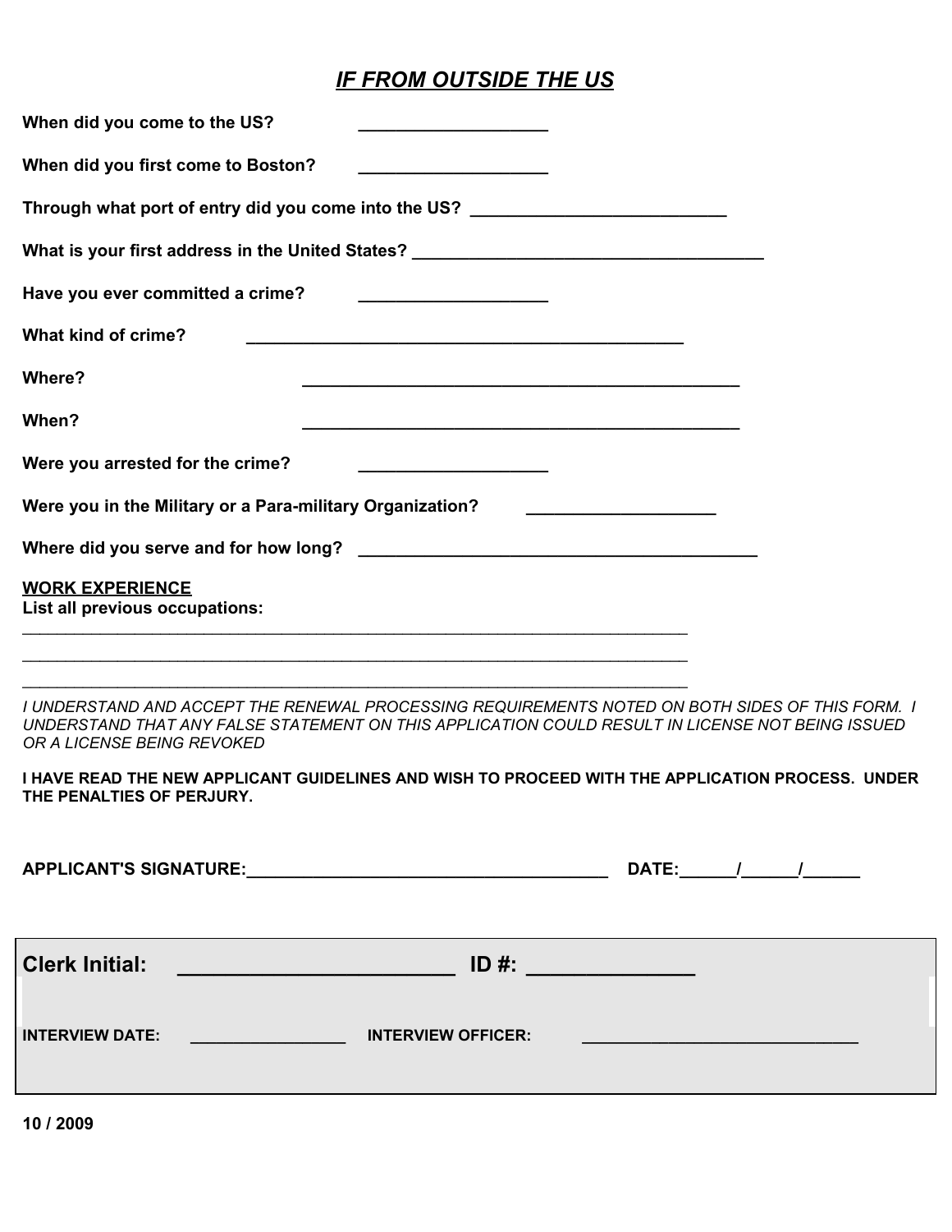## *IF FROM OUTSIDE THE US*

**When did you come to the US?** ____________________

**When did you first come to Boston?** ____________________

**Through what port of entry did you come into the US?** ___________________________

**What is your first address in the United States?** _____________________________________

**Have you ever committed a crime?** ____________________

**What kind of crime?** _______________________________________________

**Where?** _______________________________________________

**When?** _______________________________________________

**Were you arrested for the crime?** ____________________

**Were you in the Military or a Para-military Organization?** ____________________

**Where did you serve and for how long?** __________________________________________

**WORK EXPERIENCE**
**List all previous occupations:**

_________________________________________________________________________

_________________________________________________________________________

_________________________________________________________________________

*I UNDERSTAND AND ACCEPT THE RENEWAL PROCESSING REQUIREMENTS NOTED ON BOTH SIDES OF THIS FORM. I UNDERSTAND THAT ANY FALSE STATEMENT ON THIS APPLICATION COULD RESULT IN LICENSE NOT BEING ISSUED OR A LICENSE BEING REVOKED*

**I HAVE READ THE NEW APPLICANT GUIDELINES AND WISH TO PROCEED WITH THE APPLICATION PROCESS. UNDER THE PENALTIES OF PERJURY.**

**APPLICANT'S SIGNATURE:**_______________________________________ **DATE:**______/______/______

**Clerk Initial:** ________________________ **ID #:** ______________

**INTERVIEW DATE:** _________________ **INTERVIEW OFFICER:** ______________________________

**10 / 2009**